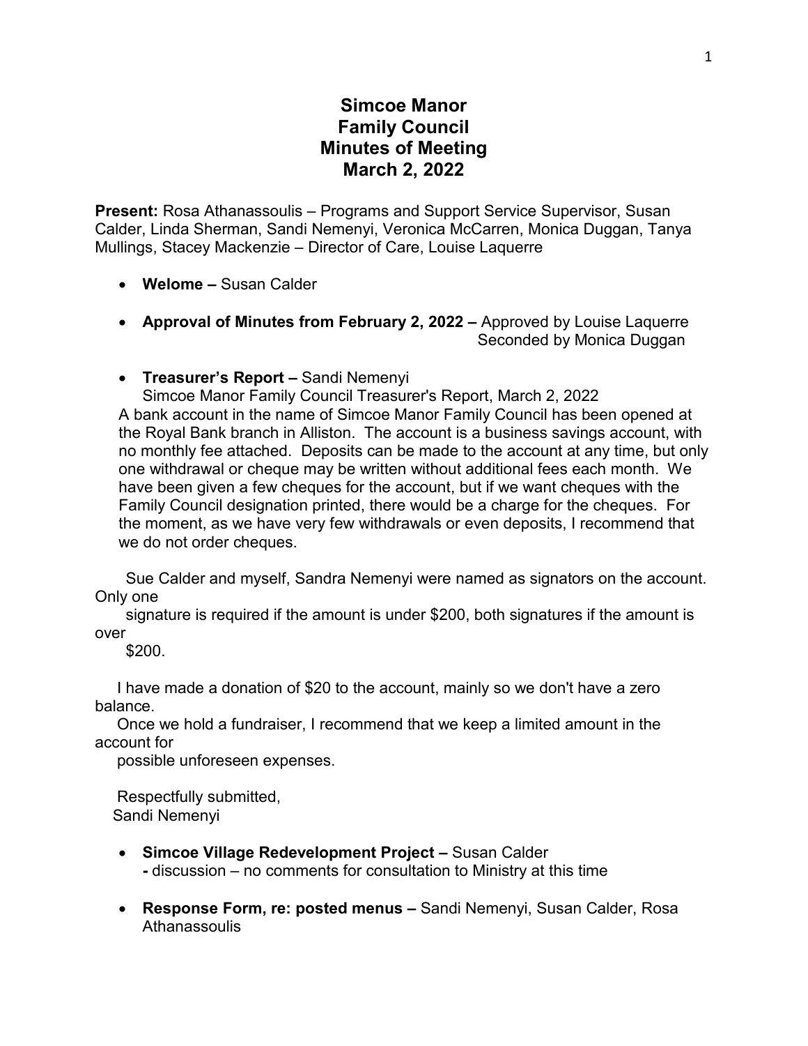# Simcoe Manor
# Family Council
# Minutes of Meeting
# March 2, 2022

**Present:** Rosa Athanassoulis – Programs and Support Service Supervisor, Susan Calder, Linda Sherman, Sandi Nemenyi, Veronica McCarren, Monica Duggan, Tanya Mullings, Stacey Mackenzie – Director of Care, Louise Laquerre

- **Welome –** Susan Calder

- **Approval of Minutes from February 2, 2022 –** Approved by Louise Laquerre
  Seconded by Monica Duggan

- **Treasurer's Report –** Sandi Nemenyi
  Simcoe Manor Family Council Treasurer's Report, March 2, 2022
  A bank account in the name of Simcoe Manor Family Council has been opened at the Royal Bank branch in Alliston. The account is a business savings account, with no monthly fee attached. Deposits can be made to the account at any time, but only one withdrawal or cheque may be written without additional fees each month. We have been given a few cheques for the account, but if we want cheques with the Family Council designation printed, there would be a charge for the cheques. For the moment, as we have very few withdrawals or even deposits, I recommend that we do not order cheques.

Sue Calder and myself, Sandra Nemenyi were named as signators on the account. Only one signature is required if the amount is under $200, both signatures if the amount is over $200.

I have made a donation of $20 to the account, mainly so we don't have a zero balance.
Once we hold a fundraiser, I recommend that we keep a limited amount in the account for possible unforeseen expenses.

Respectfully submitted,
Sandi Nemenyi

- **Simcoe Village Redevelopment Project –** Susan Calder
  **-** discussion – no comments for consultation to Ministry at this time

- **Response Form, re: posted menus –** Sandi Nemenyi, Susan Calder, Rosa Athanassoulis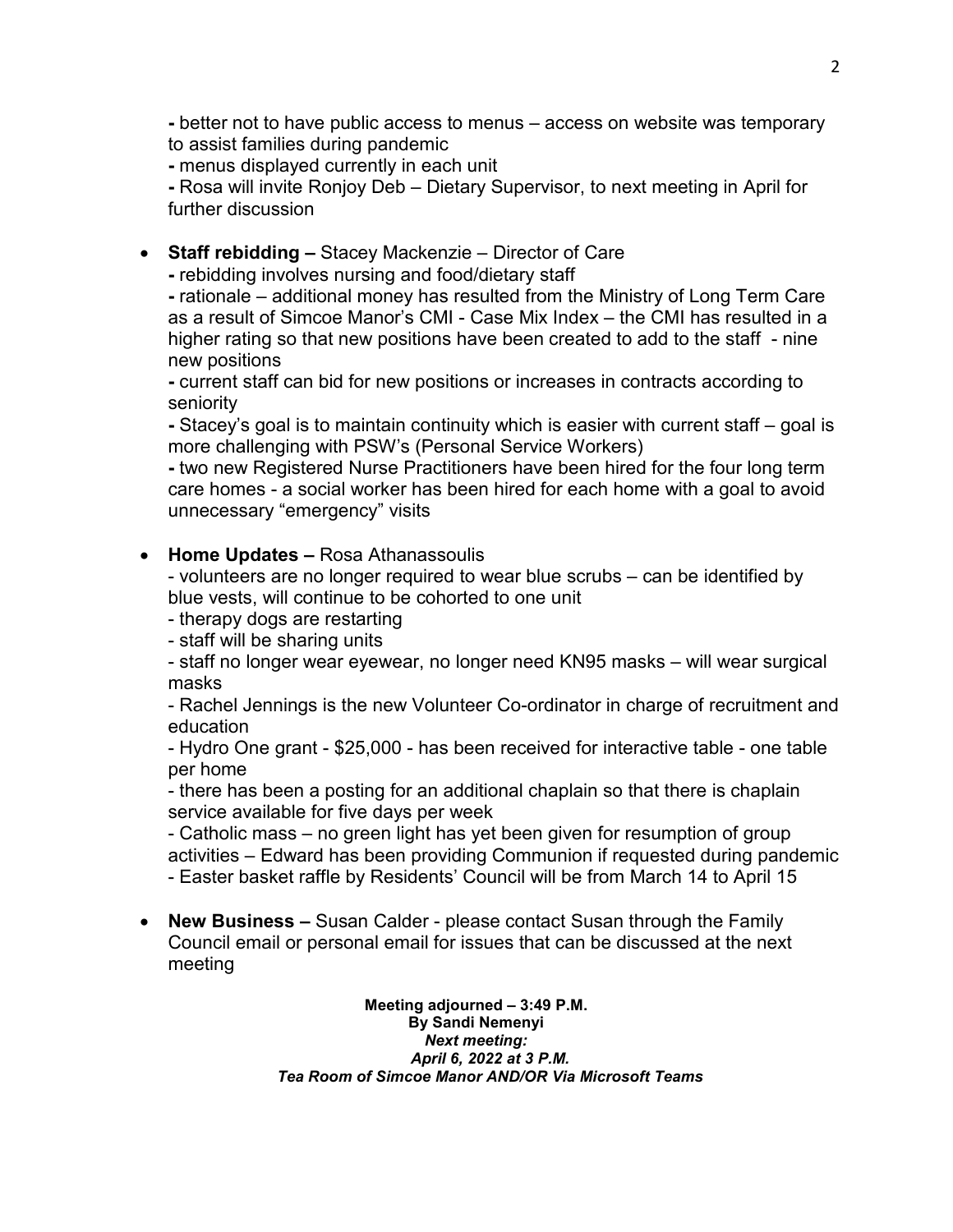- better not to have public access to menus – access on website was temporary to assist families during pandemic
- menus displayed currently in each unit
- Rosa will invite Ronjoy Deb – Dietary Supervisor, to next meeting in April for further discussion

- **Staff rebidding –** Stacey Mackenzie – Director of Care
  - rebidding involves nursing and food/dietary staff
  - rationale – additional money has resulted from the Ministry of Long Term Care as a result of Simcoe Manor's CMI - Case Mix Index – the CMI has resulted in a higher rating so that new positions have been created to add to the staff - nine new positions
  - current staff can bid for new positions or increases in contracts according to seniority
  - Stacey's goal is to maintain continuity which is easier with current staff – goal is more challenging with PSW's (Personal Service Workers)
  - two new Registered Nurse Practitioners have been hired for the four long term care homes - a social worker has been hired for each home with a goal to avoid unnecessary "emergency" visits

- **Home Updates –** Rosa Athanassoulis
  - volunteers are no longer required to wear blue scrubs – can be identified by blue vests, will continue to be cohorted to one unit
  - therapy dogs are restarting
  - staff will be sharing units
  - staff no longer wear eyewear, no longer need KN95 masks – will wear surgical masks
  - Rachel Jennings is the new Volunteer Co-ordinator in charge of recruitment and education
  - Hydro One grant - $25,000 - has been received for interactive table - one table per home
  - there has been a posting for an additional chaplain so that there is chaplain service available for five days per week
  - Catholic mass – no green light has yet been given for resumption of group activities – Edward has been providing Communion if requested during pandemic
  - Easter basket raffle by Residents' Council will be from March 14 to April 15

- **New Business –** Susan Calder - please contact Susan through the Family Council email or personal email for issues that can be discussed at the next meeting

**Meeting adjourned – 3:49 P.M.**
**By Sandi Nemenyi**
***Next meeting:***
***April 6, 2022 at 3 P.M.***
***Tea Room of Simcoe Manor AND/OR Via Microsoft Teams***